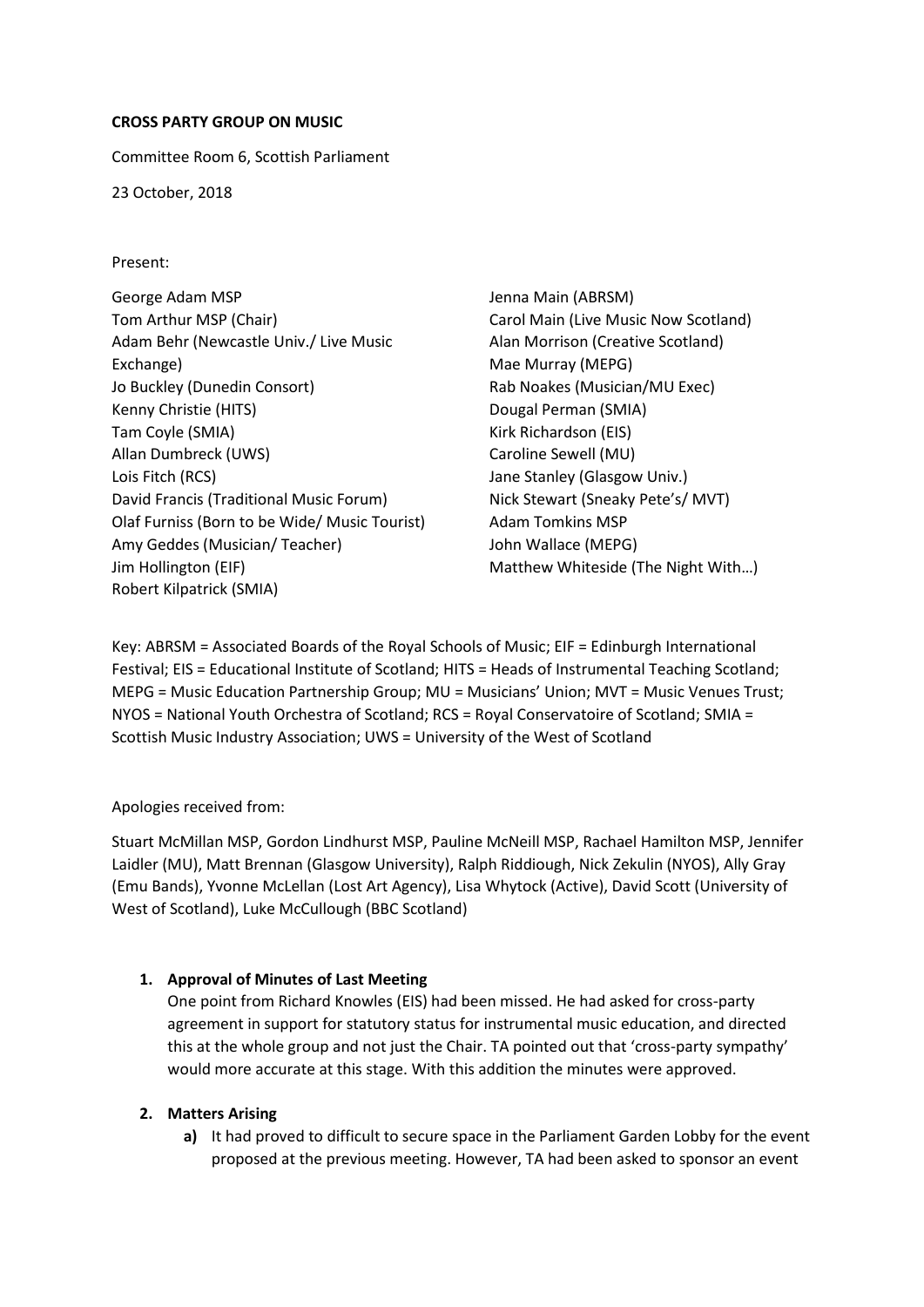**CROSS PARTY GROUP ON MUSIC**

Committee Room 6, Scottish Parliament

23 October, 2018

Present:

George Adam MSP
Tom Arthur MSP (Chair)
Adam Behr (Newcastle Univ./ Live Music Exchange)
Jo Buckley (Dunedin Consort)
Kenny Christie (HITS)
Tam Coyle (SMIA)
Allan Dumbreck (UWS)
Lois Fitch (RCS)
David Francis (Traditional Music Forum)
Olaf Furniss (Born to be Wide/ Music Tourist)
Amy Geddes (Musician/ Teacher)
Jim Hollington (EIF)
Robert Kilpatrick (SMIA)
Jenna Main (ABRSM)
Carol Main (Live Music Now Scotland)
Alan Morrison (Creative Scotland)
Mae Murray (MEPG)
Rab Noakes (Musician/MU Exec)
Dougal Perman (SMIA)
Kirk Richardson (EIS)
Caroline Sewell (MU)
Jane Stanley (Glasgow Univ.)
Nick Stewart (Sneaky Pete's/ MVT)
Adam Tomkins MSP
John Wallace (MEPG)
Matthew Whiteside (The Night With…)

Key: ABRSM = Associated Boards of the Royal Schools of Music; EIF = Edinburgh International Festival; EIS = Educational Institute of Scotland; HITS = Heads of Instrumental Teaching Scotland; MEPG = Music Education Partnership Group; MU = Musicians' Union; MVT = Music Venues Trust; NYOS = National Youth Orchestra of Scotland; RCS = Royal Conservatoire of Scotland; SMIA = Scottish Music Industry Association; UWS = University of the West of Scotland

Apologies received from:

Stuart McMillan MSP, Gordon Lindhurst MSP, Pauline McNeill MSP, Rachael Hamilton MSP, Jennifer Laidler (MU), Matt Brennan (Glasgow University), Ralph Riddiough, Nick Zekulin (NYOS), Ally Gray (Emu Bands), Yvonne McLellan (Lost Art Agency), Lisa Whytock (Active), David Scott (University of West of Scotland), Luke McCullough (BBC Scotland)

1. **Approval of Minutes of Last Meeting**
   One point from Richard Knowles (EIS) had been missed. He had asked for cross-party agreement in support for statutory status for instrumental music education, and directed this at the whole group and not just the Chair. TA pointed out that 'cross-party sympathy' would more accurate at this stage. With this addition the minutes were approved.

2. **Matters Arising**
   **a)** It had proved to difficult to secure space in the Parliament Garden Lobby for the event proposed at the previous meeting. However, TA had been asked to sponsor an event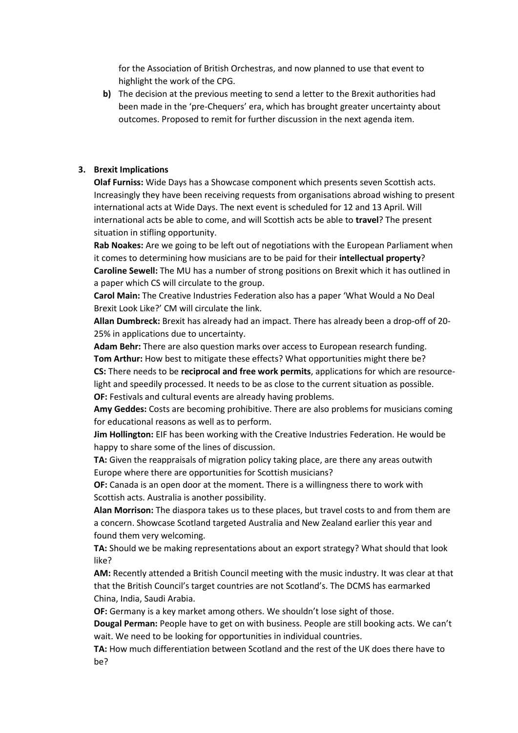for the Association of British Orchestras, and now planned to use that event to highlight the work of the CPG.

**b)** The decision at the previous meeting to send a letter to the Brexit authorities had been made in the 'pre-Chequers' era, which has brought greater uncertainty about outcomes. Proposed to remit for further discussion in the next agenda item.

**3. Brexit Implications**

**Olaf Furniss:** Wide Days has a Showcase component which presents seven Scottish acts. Increasingly they have been receiving requests from organisations abroad wishing to present international acts at Wide Days. The next event is scheduled for 12 and 13 April. Will international acts be able to come, and will Scottish acts be able to **travel**? The present situation in stifling opportunity.

**Rab Noakes:** Are we going to be left out of negotiations with the European Parliament when it comes to determining how musicians are to be paid for their **intellectual property**?

**Caroline Sewell:** The MU has a number of strong positions on Brexit which it has outlined in a paper which CS will circulate to the group.

**Carol Main:** The Creative Industries Federation also has a paper 'What Would a No Deal Brexit Look Like?' CM will circulate the link.

**Allan Dumbreck:** Brexit has already had an impact. There has already been a drop-off of 20-25% in applications due to uncertainty.

**Adam Behr:** There are also question marks over access to European research funding.

**Tom Arthur:** How best to mitigate these effects? What opportunities might there be?

**CS:** There needs to be **reciprocal and free work permits**, applications for which are resource-light and speedily processed. It needs to be as close to the current situation as possible.

**OF:** Festivals and cultural events are already having problems.

**Amy Geddes:** Costs are becoming prohibitive. There are also problems for musicians coming for educational reasons as well as to perform.

**Jim Hollington:** EIF has been working with the Creative Industries Federation. He would be happy to share some of the lines of discussion.

**TA:** Given the reappraisals of migration policy taking place, are there any areas outwith Europe where there are opportunities for Scottish musicians?

**OF:** Canada is an open door at the moment. There is a willingness there to work with Scottish acts. Australia is another possibility.

**Alan Morrison:** The diaspora takes us to these places, but travel costs to and from them are a concern. Showcase Scotland targeted Australia and New Zealand earlier this year and found them very welcoming.

**TA:** Should we be making representations about an export strategy? What should that look like?

**AM:** Recently attended a British Council meeting with the music industry. It was clear at that that the British Council's target countries are not Scotland's. The DCMS has earmarked China, India, Saudi Arabia.

**OF:** Germany is a key market among others. We shouldn't lose sight of those.

**Dougal Perman:** People have to get on with business. People are still booking acts. We can't wait. We need to be looking for opportunities in individual countries.

**TA:** How much differentiation between Scotland and the rest of the UK does there have to be?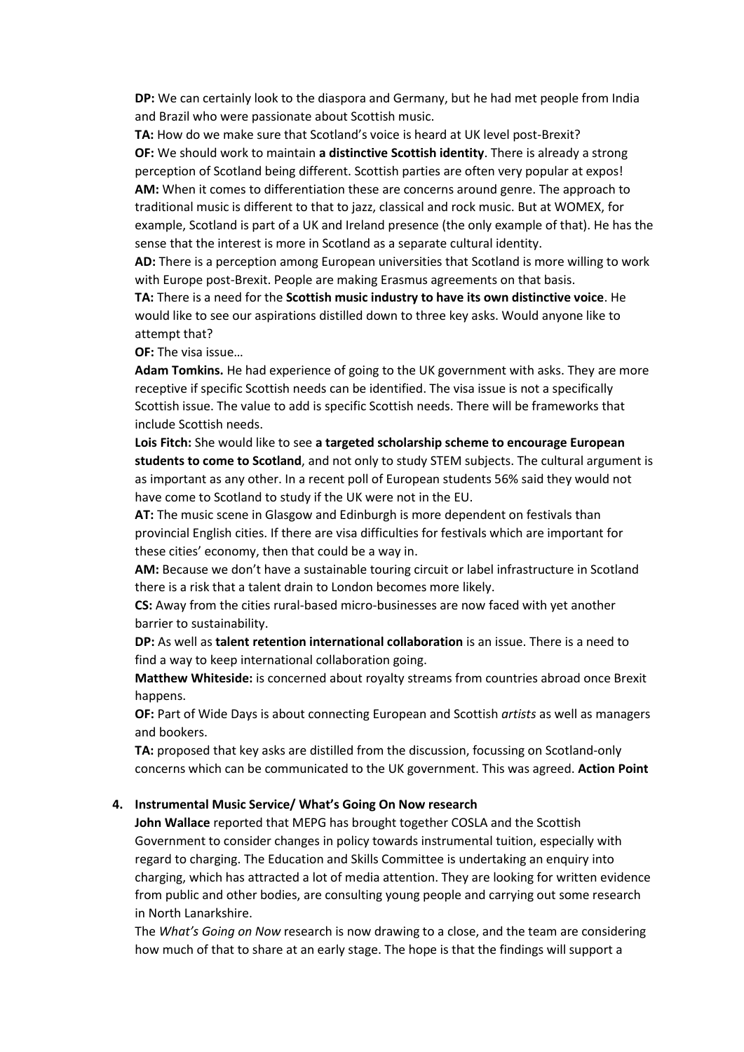**DP:** We can certainly look to the diaspora and Germany, but he had met people from India and Brazil who were passionate about Scottish music.

**TA:** How do we make sure that Scotland's voice is heard at UK level post-Brexit?

**OF:** We should work to maintain **a distinctive Scottish identity**. There is already a strong perception of Scotland being different. Scottish parties are often very popular at expos!

**AM:** When it comes to differentiation these are concerns around genre. The approach to traditional music is different to that to jazz, classical and rock music. But at WOMEX, for example, Scotland is part of a UK and Ireland presence (the only example of that). He has the sense that the interest is more in Scotland as a separate cultural identity.

**AD:** There is a perception among European universities that Scotland is more willing to work with Europe post-Brexit. People are making Erasmus agreements on that basis.

**TA:** There is a need for the **Scottish music industry to have its own distinctive voice**. He would like to see our aspirations distilled down to three key asks. Would anyone like to attempt that?

**OF:** The visa issue…

**Adam Tomkins.** He had experience of going to the UK government with asks. They are more receptive if specific Scottish needs can be identified. The visa issue is not a specifically Scottish issue. The value to add is specific Scottish needs. There will be frameworks that include Scottish needs.

**Lois Fitch:** She would like to see **a targeted scholarship scheme to encourage European students to come to Scotland**, and not only to study STEM subjects. The cultural argument is as important as any other. In a recent poll of European students 56% said they would not have come to Scotland to study if the UK were not in the EU.

**AT:** The music scene in Glasgow and Edinburgh is more dependent on festivals than provincial English cities. If there are visa difficulties for festivals which are important for these cities' economy, then that could be a way in.

**AM:** Because we don't have a sustainable touring circuit or label infrastructure in Scotland there is a risk that a talent drain to London becomes more likely.

**CS:** Away from the cities rural-based micro-businesses are now faced with yet another barrier to sustainability.

**DP:** As well as **talent retention international collaboration** is an issue. There is a need to find a way to keep international collaboration going.

**Matthew Whiteside:** is concerned about royalty streams from countries abroad once Brexit happens.

**OF:** Part of Wide Days is about connecting European and Scottish *artists* as well as managers and bookers.

**TA:** proposed that key asks are distilled from the discussion, focussing on Scotland-only concerns which can be communicated to the UK government. This was agreed. **Action Point**

4. **Instrumental Music Service/ What's Going On Now research**

**John Wallace** reported that MEPG has brought together COSLA and the Scottish Government to consider changes in policy towards instrumental tuition, especially with regard to charging. The Education and Skills Committee is undertaking an enquiry into charging, which has attracted a lot of media attention. They are looking for written evidence from public and other bodies, are consulting young people and carrying out some research in North Lanarkshire.

The *What's Going on Now* research is now drawing to a close, and the team are considering how much of that to share at an early stage. The hope is that the findings will support a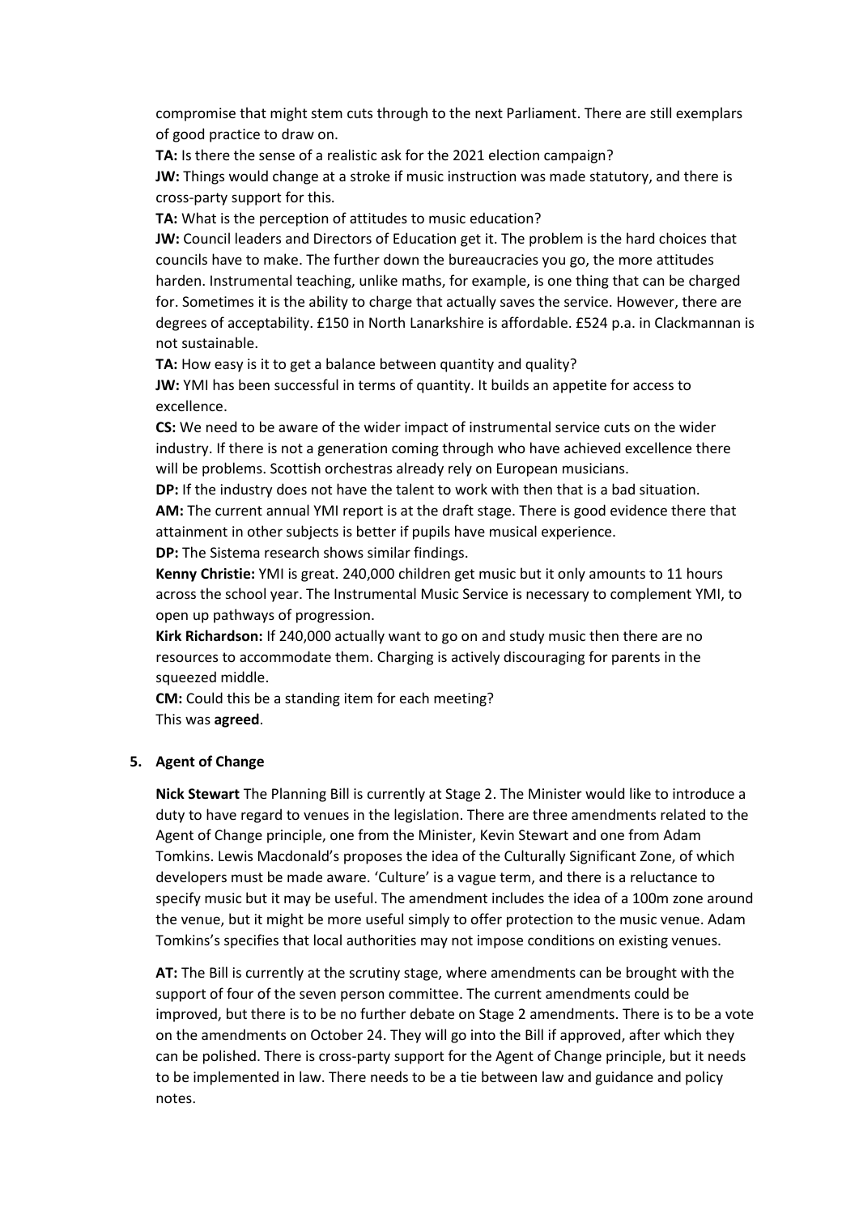compromise that might stem cuts through to the next Parliament. There are still exemplars of good practice to draw on.

**TA:** Is there the sense of a realistic ask for the 2021 election campaign?

**JW:** Things would change at a stroke if music instruction was made statutory, and there is cross-party support for this.

**TA:** What is the perception of attitudes to music education?

**JW:** Council leaders and Directors of Education get it. The problem is the hard choices that councils have to make. The further down the bureaucracies you go, the more attitudes harden. Instrumental teaching, unlike maths, for example, is one thing that can be charged for. Sometimes it is the ability to charge that actually saves the service. However, there are degrees of acceptability. £150 in North Lanarkshire is affordable. £524 p.a. in Clackmannan is not sustainable.

**TA:** How easy is it to get a balance between quantity and quality?

**JW:** YMI has been successful in terms of quantity. It builds an appetite for access to excellence.

**CS:** We need to be aware of the wider impact of instrumental service cuts on the wider industry. If there is not a generation coming through who have achieved excellence there will be problems. Scottish orchestras already rely on European musicians.

**DP:** If the industry does not have the talent to work with then that is a bad situation.

**AM:** The current annual YMI report is at the draft stage. There is good evidence there that attainment in other subjects is better if pupils have musical experience.

**DP:** The Sistema research shows similar findings.

**Kenny Christie:** YMI is great. 240,000 children get music but it only amounts to 11 hours across the school year. The Instrumental Music Service is necessary to complement YMI, to open up pathways of progression.

**Kirk Richardson:** If 240,000 actually want to go on and study music then there are no resources to accommodate them. Charging is actively discouraging for parents in the squeezed middle.

**CM:** Could this be a standing item for each meeting?

This was **agreed**.

5. **Agent of Change**

**Nick Stewart** The Planning Bill is currently at Stage 2. The Minister would like to introduce a duty to have regard to venues in the legislation. There are three amendments related to the Agent of Change principle, one from the Minister, Kevin Stewart and one from Adam Tomkins. Lewis Macdonald's proposes the idea of the Culturally Significant Zone, of which developers must be made aware. 'Culture' is a vague term, and there is a reluctance to specify music but it may be useful. The amendment includes the idea of a 100m zone around the venue, but it might be more useful simply to offer protection to the music venue. Adam Tomkins's specifies that local authorities may not impose conditions on existing venues.

**AT:** The Bill is currently at the scrutiny stage, where amendments can be brought with the support of four of the seven person committee. The current amendments could be improved, but there is to be no further debate on Stage 2 amendments. There is to be a vote on the amendments on October 24. They will go into the Bill if approved, after which they can be polished. There is cross-party support for the Agent of Change principle, but it needs to be implemented in law. There needs to be a tie between law and guidance and policy notes.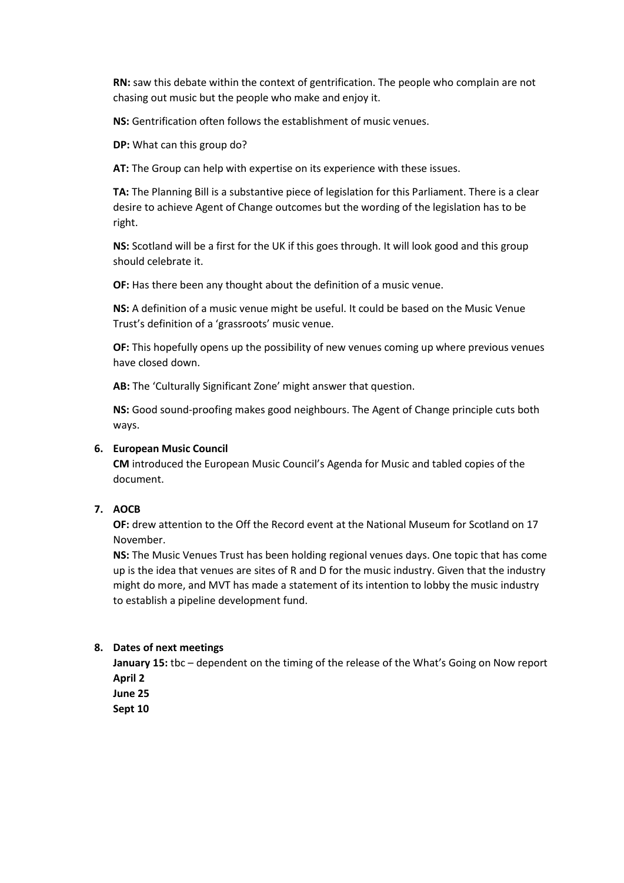**RN:** saw this debate within the context of gentrification. The people who complain are not chasing out music but the people who make and enjoy it.

**NS:** Gentrification often follows the establishment of music venues.

**DP:** What can this group do?

**AT:** The Group can help with expertise on its experience with these issues.

**TA:** The Planning Bill is a substantive piece of legislation for this Parliament. There is a clear desire to achieve Agent of Change outcomes but the wording of the legislation has to be right.

**NS:** Scotland will be a first for the UK if this goes through. It will look good and this group should celebrate it.

**OF:** Has there been any thought about the definition of a music venue.

**NS:** A definition of a music venue might be useful. It could be based on the Music Venue Trust's definition of a 'grassroots' music venue.

**OF:** This hopefully opens up the possibility of new venues coming up where previous venues have closed down.

**AB:** The 'Culturally Significant Zone' might answer that question.

**NS:** Good sound-proofing makes good neighbours. The Agent of Change principle cuts both ways.

6. **European Music Council**

   **CM** introduced the European Music Council's Agenda for Music and tabled copies of the document.

7. **AOCB**

   **OF:** drew attention to the Off the Record event at the National Museum for Scotland on 17 November.

   **NS:** The Music Venues Trust has been holding regional venues days. One topic that has come up is the idea that venues are sites of R and D for the music industry. Given that the industry might do more, and MVT has made a statement of its intention to lobby the music industry to establish a pipeline development fund.

8. **Dates of next meetings**

   **January 15:** tbc – dependent on the timing of the release of the What's Going on Now report
   **April 2**
   **June 25**
   **Sept 10**